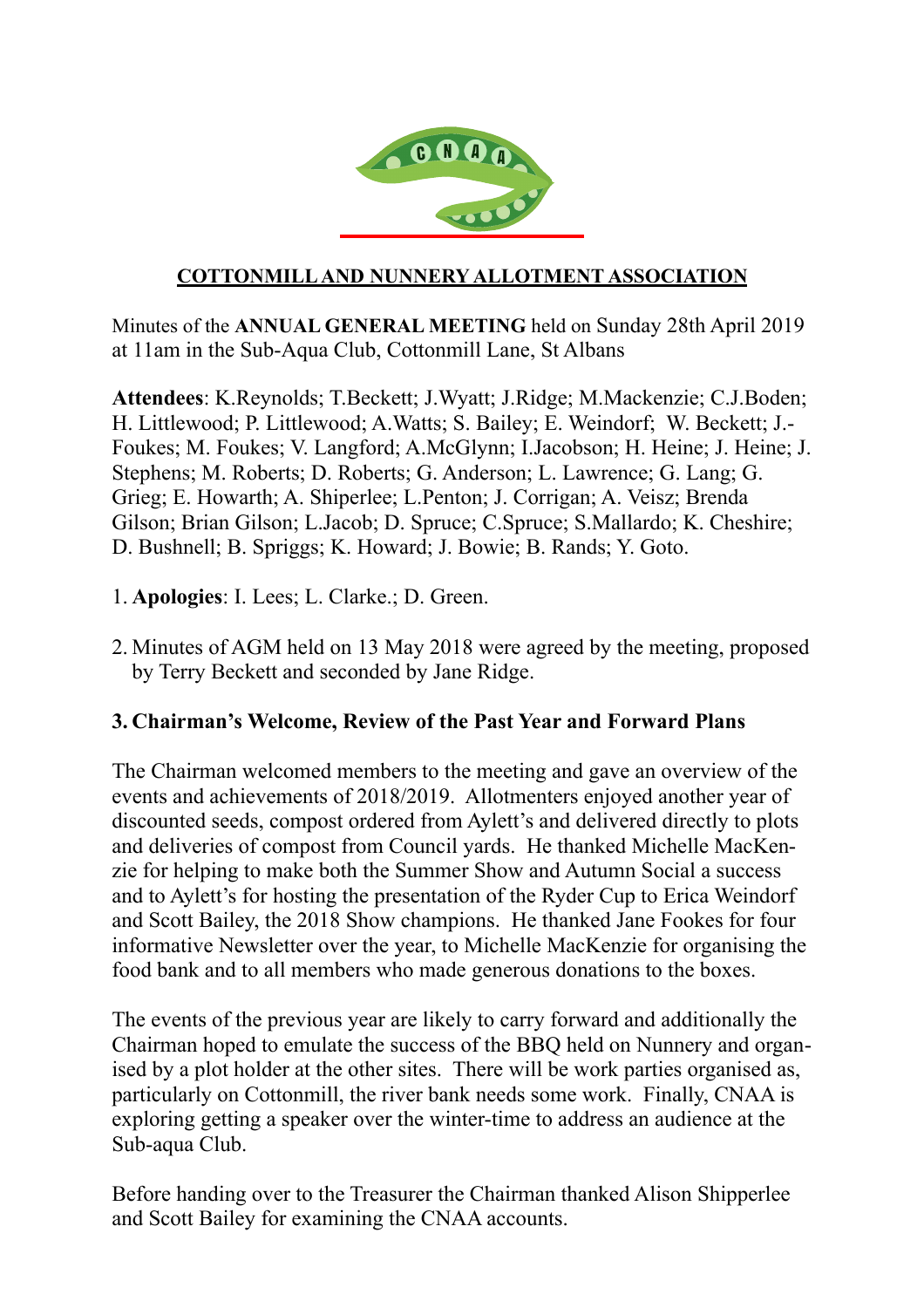## COTTONMILL AND NUNNERY ALLOTMENT ASSOCIATION

Minutes of the **ANNUAL GENERAL MEETING** held on Sunday 28th April 2019 at 11am in the Sub-Aqua Club, Cottonmill Lane, St Albans

**Attendees**: K.Reynolds; T.Beckett; J.Wyatt; J.Ridge; M.Mackenzie; C.J.Boden; H. Littlewood; P. Littlewood; A.Watts; S. Bailey; E. Weindorf; W. Beckett; J.Foukes; M. Foukes; V. Langford; A.McGlynn; I.Jacobson; H. Heine; J. Heine; J. Stephens; M. Roberts; D. Roberts; G. Anderson; L. Lawrence; G. Lang; G. Grieg; E. Howarth; A. Shiperlee; L.Penton; J. Corrigan; A. Veisz; Brenda Gilson; Brian Gilson; L.Jacob; D. Spruce; C.Spruce; S.Mallardo; K. Cheshire; D. Bushnell; B. Spriggs; K. Howard; J. Bowie; B. Rands; Y. Goto.

1. **Apologies**: I. Lees; L. Clarke.; D. Green.

2. Minutes of AGM held on 13 May 2018 were agreed by the meeting, proposed by Terry Beckett and seconded by Jane Ridge.

### 3. Chairman's Welcome, Review of the Past Year and Forward Plans

The Chairman welcomed members to the meeting and gave an overview of the events and achievements of 2018/2019. Allotmenters enjoyed another year of discounted seeds, compost ordered from Aylett's and delivered directly to plots and deliveries of compost from Council yards. He thanked Michelle MacKenzie for helping to make both the Summer Show and Autumn Social a success and to Aylett's for hosting the presentation of the Ryder Cup to Erica Weindorf and Scott Bailey, the 2018 Show champions. He thanked Jane Fookes for four informative Newsletter over the year, to Michelle MacKenzie for organising the food bank and to all members who made generous donations to the boxes.

The events of the previous year are likely to carry forward and additionally the Chairman hoped to emulate the success of the BBQ held on Nunnery and organised by a plot holder at the other sites. There will be work parties organised as, particularly on Cottonmill, the river bank needs some work. Finally, CNAA is exploring getting a speaker over the winter-time to address an audience at the Sub-aqua Club.

Before handing over to the Treasurer the Chairman thanked Alison Shipperlee and Scott Bailey for examining the CNAA accounts.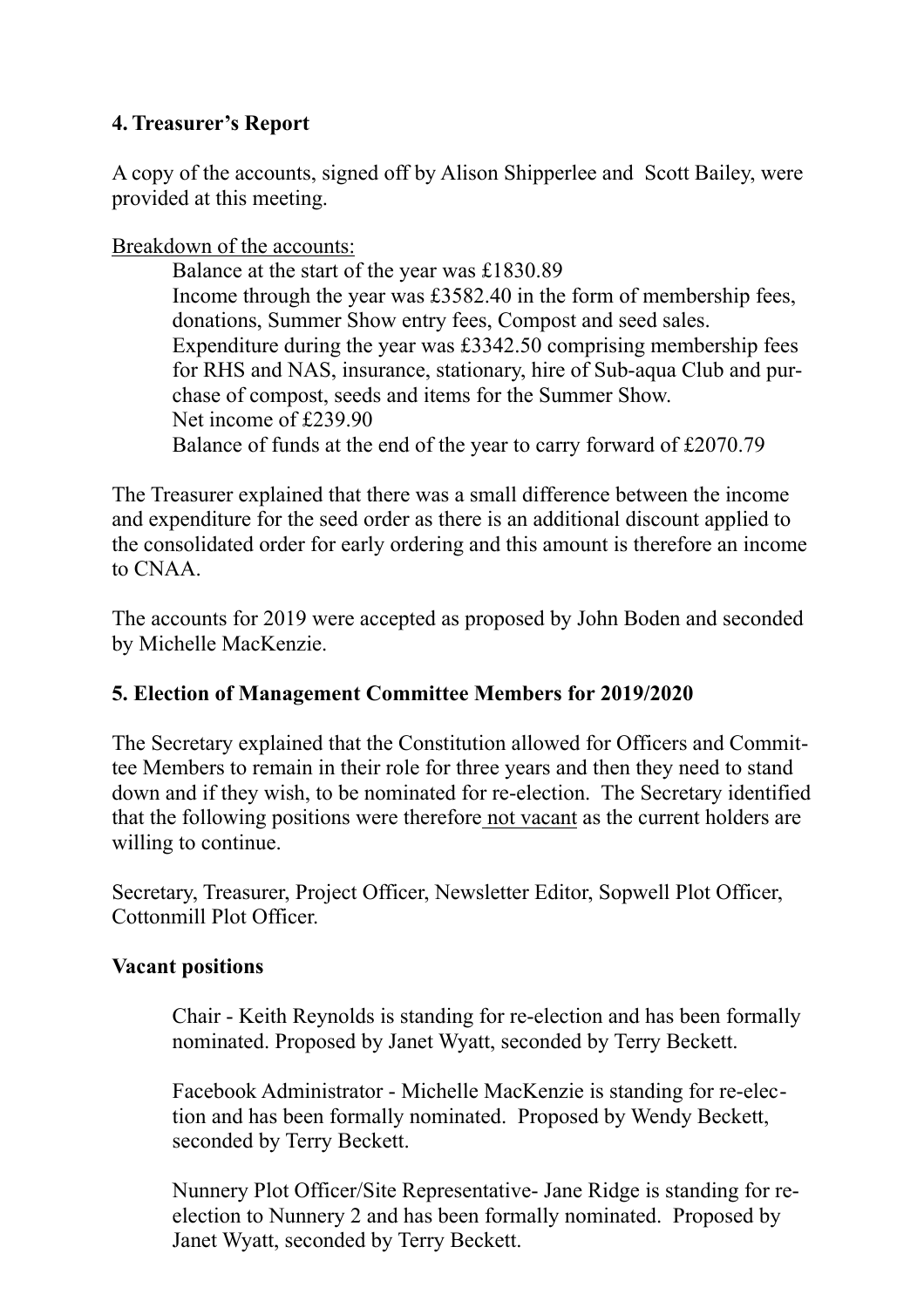### 4. Treasurer's Report

A copy of the accounts, signed off by Alison Shipperlee and Scott Bailey, were provided at this meeting.

Breakdown of the accounts:

> Balance at the start of the year was £1830.89
> Income through the year was £3582.40 in the form of membership fees, donations, Summer Show entry fees, Compost and seed sales.
> Expenditure during the year was £3342.50 comprising membership fees for RHS and NAS, insurance, stationary, hire of Sub-aqua Club and purchase of compost, seeds and items for the Summer Show.
> Net income of £239.90
> Balance of funds at the end of the year to carry forward of £2070.79

The Treasurer explained that there was a small difference between the income and expenditure for the seed order as there is an additional discount applied to the consolidated order for early ordering and this amount is therefore an income to CNAA.

The accounts for 2019 were accepted as proposed by John Boden and seconded by Michelle MacKenzie.

### 5. Election of Management Committee Members for 2019/2020

The Secretary explained that the Constitution allowed for Officers and Committee Members to remain in their role for three years and then they need to stand down and if they wish, to be nominated for re-election. The Secretary identified that the following positions were therefore not vacant as the current holders are willing to continue.

Secretary, Treasurer, Project Officer, Newsletter Editor, Sopwell Plot Officer, Cottonmill Plot Officer.

**Vacant positions**

> Chair - Keith Reynolds is standing for re-election and has been formally nominated. Proposed by Janet Wyatt, seconded by Terry Beckett.
>
> Facebook Administrator - Michelle MacKenzie is standing for re-election and has been formally nominated. Proposed by Wendy Beckett, seconded by Terry Beckett.
>
> Nunnery Plot Officer/Site Representative- Jane Ridge is standing for re-election to Nunnery 2 and has been formally nominated. Proposed by Janet Wyatt, seconded by Terry Beckett.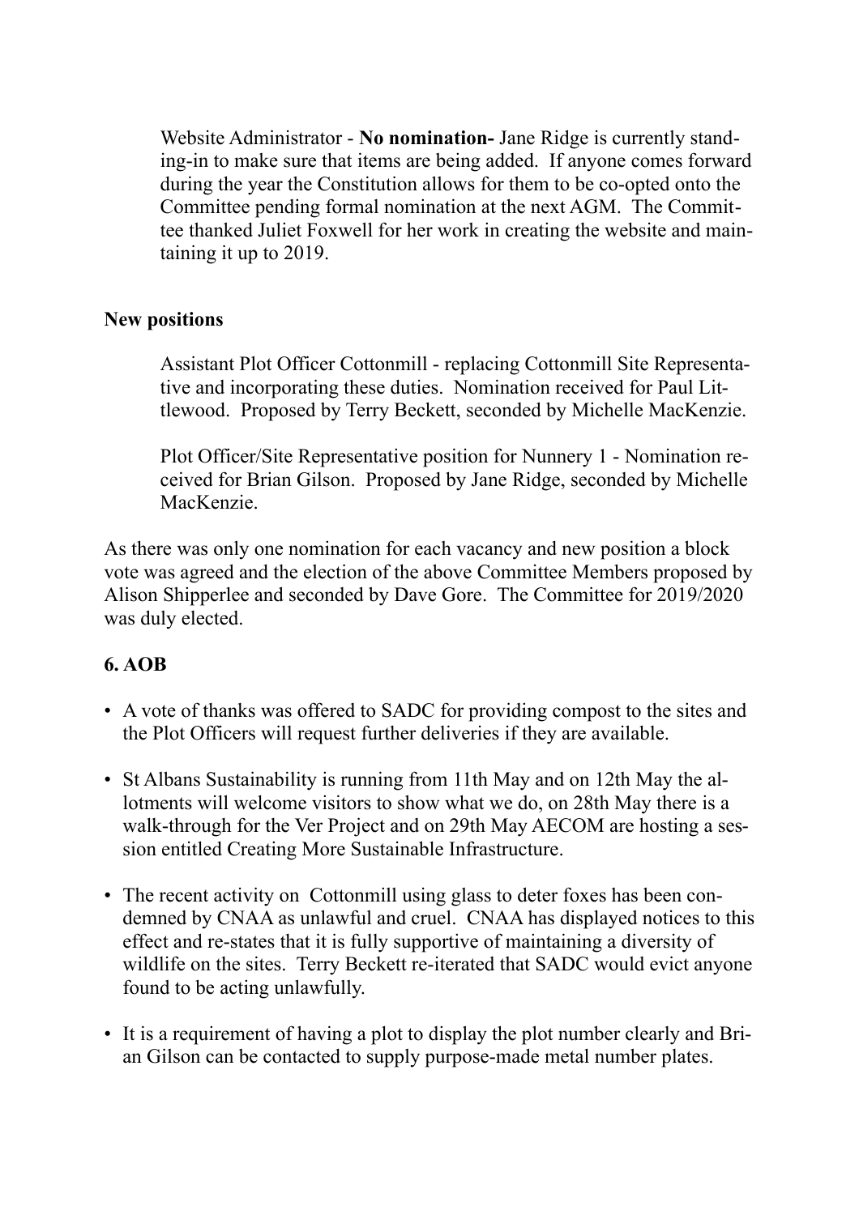Website Administrator - **No nomination-** Jane Ridge is currently standing-in to make sure that items are being added. If anyone comes forward during the year the Constitution allows for them to be co-opted onto the Committee pending formal nomination at the next AGM. The Committee thanked Juliet Foxwell for her work in creating the website and maintaining it up to 2019.

**New positions**

Assistant Plot Officer Cottonmill - replacing Cottonmill Site Representative and incorporating these duties. Nomination received for Paul Littlewood. Proposed by Terry Beckett, seconded by Michelle MacKenzie.

Plot Officer/Site Representative position for Nunnery 1 - Nomination received for Brian Gilson. Proposed by Jane Ridge, seconded by Michelle MacKenzie.

As there was only one nomination for each vacancy and new position a block vote was agreed and the election of the above Committee Members proposed by Alison Shipperlee and seconded by Dave Gore. The Committee for 2019/2020 was duly elected.

## 6. AOB

- A vote of thanks was offered to SADC for providing compost to the sites and the Plot Officers will request further deliveries if they are available.
- St Albans Sustainability is running from 11th May and on 12th May the allotments will welcome visitors to show what we do, on 28th May there is a walk-through for the Ver Project and on 29th May AECOM are hosting a session entitled Creating More Sustainable Infrastructure.
- The recent activity on Cottonmill using glass to deter foxes has been condemned by CNAA as unlawful and cruel. CNAA has displayed notices to this effect and re-states that it is fully supportive of maintaining a diversity of wildlife on the sites. Terry Beckett re-iterated that SADC would evict anyone found to be acting unlawfully.
- It is a requirement of having a plot to display the plot number clearly and Brian Gilson can be contacted to supply purpose-made metal number plates.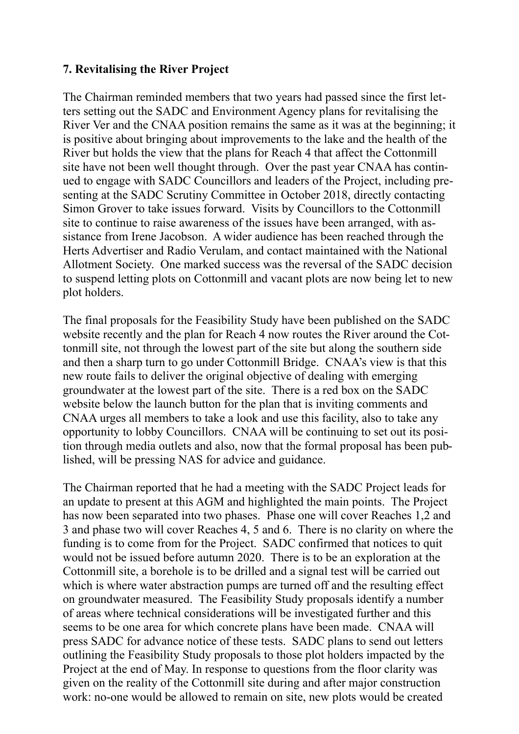**7. Revitalising the River Project**

The Chairman reminded members that two years had passed since the first letters setting out the SADC and Environment Agency plans for revitalising the River Ver and the CNAA position remains the same as it was at the beginning; it is positive about bringing about improvements to the lake and the health of the River but holds the view that the plans for Reach 4 that affect the Cottonmill site have not been well thought through. Over the past year CNAA has continued to engage with SADC Councillors and leaders of the Project, including presenting at the SADC Scrutiny Committee in October 2018, directly contacting Simon Grover to take issues forward. Visits by Councillors to the Cottonmill site to continue to raise awareness of the issues have been arranged, with assistance from Irene Jacobson. A wider audience has been reached through the Herts Advertiser and Radio Verulam, and contact maintained with the National Allotment Society. One marked success was the reversal of the SADC decision to suspend letting plots on Cottonmill and vacant plots are now being let to new plot holders.

The final proposals for the Feasibility Study have been published on the SADC website recently and the plan for Reach 4 now routes the River around the Cottonmill site, not through the lowest part of the site but along the southern side and then a sharp turn to go under Cottonmill Bridge. CNAA's view is that this new route fails to deliver the original objective of dealing with emerging groundwater at the lowest part of the site. There is a red box on the SADC website below the launch button for the plan that is inviting comments and CNAA urges all members to take a look and use this facility, also to take any opportunity to lobby Councillors. CNAA will be continuing to set out its position through media outlets and also, now that the formal proposal has been published, will be pressing NAS for advice and guidance.

The Chairman reported that he had a meeting with the SADC Project leads for an update to present at this AGM and highlighted the main points. The Project has now been separated into two phases. Phase one will cover Reaches 1,2 and 3 and phase two will cover Reaches 4, 5 and 6. There is no clarity on where the funding is to come from for the Project. SADC confirmed that notices to quit would not be issued before autumn 2020. There is to be an exploration at the Cottonmill site, a borehole is to be drilled and a signal test will be carried out which is where water abstraction pumps are turned off and the resulting effect on groundwater measured. The Feasibility Study proposals identify a number of areas where technical considerations will be investigated further and this seems to be one area for which concrete plans have been made. CNAA will press SADC for advance notice of these tests. SADC plans to send out letters outlining the Feasibility Study proposals to those plot holders impacted by the Project at the end of May. In response to questions from the floor clarity was given on the reality of the Cottonmill site during and after major construction work: no-one would be allowed to remain on site, new plots would be created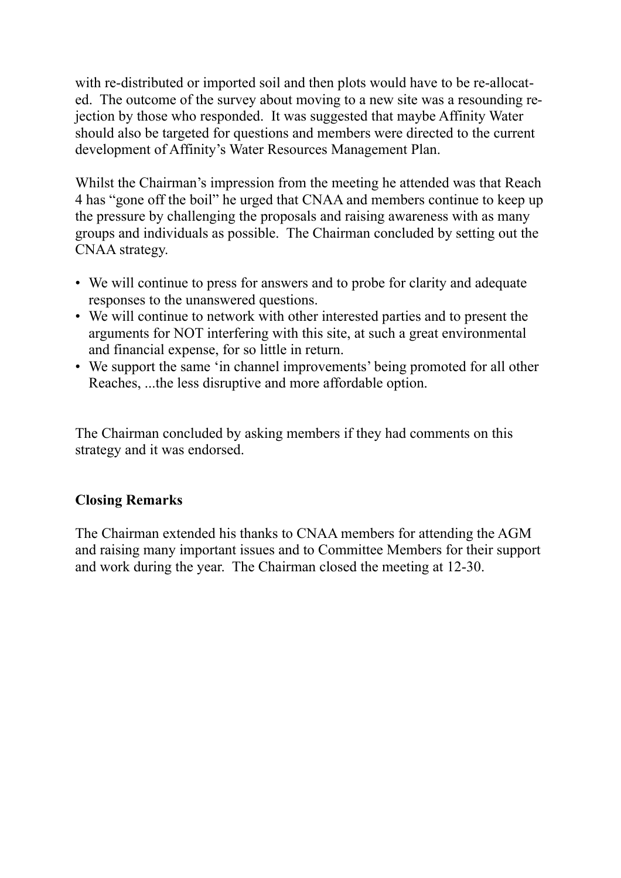with re-distributed or imported soil and then plots would have to be re-allocated. The outcome of the survey about moving to a new site was a resounding rejection by those who responded. It was suggested that maybe Affinity Water should also be targeted for questions and members were directed to the current development of Affinity's Water Resources Management Plan.

Whilst the Chairman's impression from the meeting he attended was that Reach 4 has "gone off the boil" he urged that CNAA and members continue to keep up the pressure by challenging the proposals and raising awareness with as many groups and individuals as possible. The Chairman concluded by setting out the CNAA strategy.

- We will continue to press for answers and to probe for clarity and adequate responses to the unanswered questions.
- We will continue to network with other interested parties and to present the arguments for NOT interfering with this site, at such a great environmental and financial expense, for so little in return.
- We support the same 'in channel improvements' being promoted for all other Reaches, ...the less disruptive and more affordable option.

The Chairman concluded by asking members if they had comments on this strategy and it was endorsed.

**Closing Remarks**

The Chairman extended his thanks to CNAA members for attending the AGM and raising many important issues and to Committee Members for their support and work during the year. The Chairman closed the meeting at 12-30.